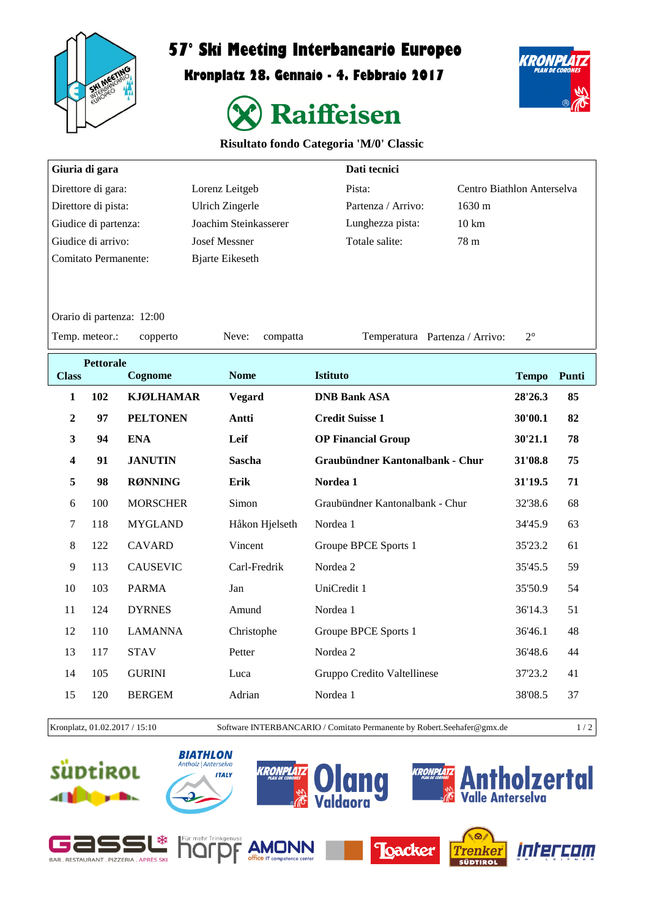# 57° Ski Meeting Interbancario Europeo

## Kronplatz 28. Gennaio - 4. Febbraio 2017

Raiffeisen

### Risultato fondo Categoria 'M/0' Classic

| Giuria di gara | | Dati tecnici | |
|---|---|---|---|
| Direttore di gara: | Lorenz Leitgeb | Pista: | Centro Biathlon Anterselva |
| Direttore di pista: | Ulrich Zingerle | Partenza / Arrivo: | 1630 m |
| Giudice di partenza: | Joachim Steinkasserer | Lunghezza pista: | 10 km |
| Giudice di arrivo: | Josef Messner | Totale salite: | 78 m |
| Comitato Permanente: | Bjarte Eikeseth | | |

Orario di partenza: 12:00

Temp. meteor.: copperto  Neve: compatta  Temperatura Partenza / Arrivo: 2°

| Class | Pettorale | Cognome | Nome | Istituto | Tempo | Punti |
|---|---|---|---|---|---|---|
| **1** | **102** | **KJØLHAMAR** | **Vegard** | **DNB Bank ASA** | **28'26.3** | **85** |
| **2** | **97** | **PELTONEN** | **Antti** | **Credit Suisse 1** | **30'00.1** | **82** |
| **3** | **94** | **ENA** | **Leif** | **OP Financial Group** | **30'21.1** | **78** |
| **4** | **91** | **JANUTIN** | **Sascha** | **Graubündner Kantonalbank - Chur** | **31'08.8** | **75** |
| **5** | **98** | **RØNNING** | **Erik** | **Nordea 1** | **31'19.5** | **71** |
| 6 | 100 | MORSCHER | Simon | Graubündner Kantonalbank - Chur | 32'38.6 | 68 |
| 7 | 118 | MYGLAND | Håkon Hjelseth | Nordea 1 | 34'45.9 | 63 |
| 8 | 122 | CAVARD | Vincent | Groupe BPCE Sports 1 | 35'23.2 | 61 |
| 9 | 113 | CAUSEVIC | Carl-Fredrik | Nordea 2 | 35'45.5 | 59 |
| 10 | 103 | PARMA | Jan | UniCredit 1 | 35'50.9 | 54 |
| 11 | 124 | DYRNES | Amund | Nordea 1 | 36'14.3 | 51 |
| 12 | 110 | LAMANNA | Christophe | Groupe BPCE Sports 1 | 36'46.1 | 48 |
| 13 | 117 | STAV | Petter | Nordea 2 | 36'48.6 | 44 |
| 14 | 105 | GURINI | Luca | Gruppo Credito Valtellinese | 37'23.2 | 41 |
| 15 | 120 | BERGEM | Adrian | Nordea 1 | 38'08.5 | 37 |

Kronplatz, 01.02.2017 / 15:10 — Software INTERBANCARIO / Comitato Permanente by Robert.Seehafer@gmx.de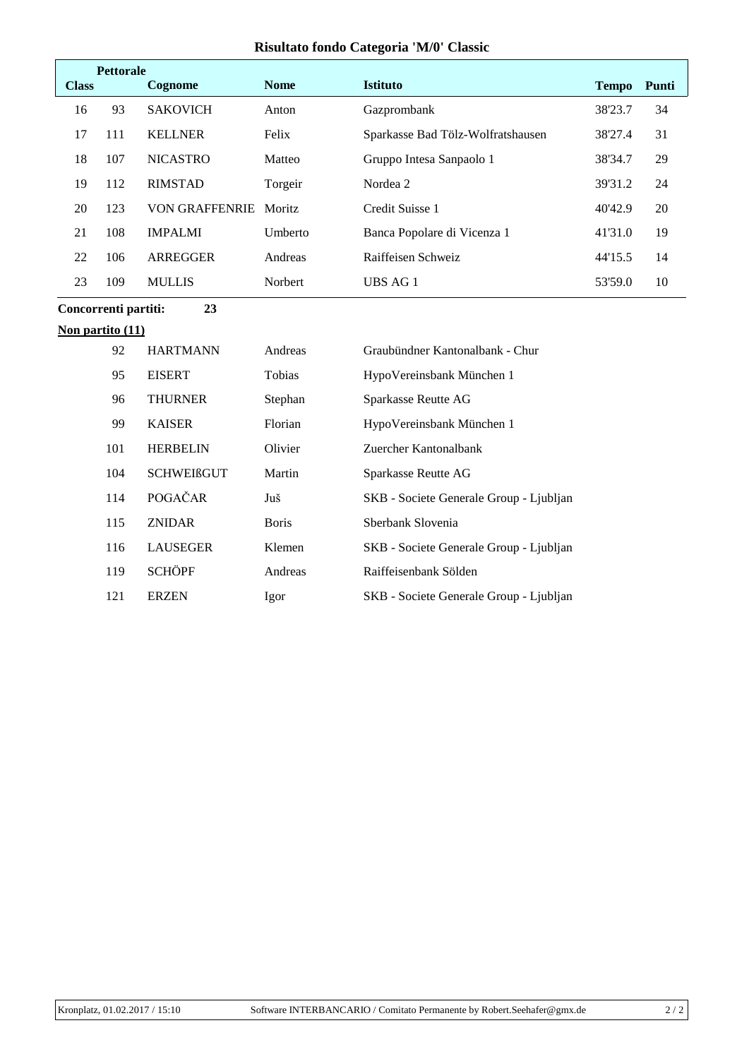# Risultato fondo Categoria 'M/0' Classic

| Class | Pettorale | Cognome | Nome | Istituto | Tempo | Punti |
|---|---|---|---|---|---|---|
| 16 | 93 | SAKOVICH | Anton | Gazprombank | 38'23.7 | 34 |
| 17 | 111 | KELLNER | Felix | Sparkasse Bad Tölz-Wolfratshausen | 38'27.4 | 31 |
| 18 | 107 | NICASTRO | Matteo | Gruppo Intesa Sanpaolo 1 | 38'34.7 | 29 |
| 19 | 112 | RIMSTAD | Torgeir | Nordea 2 | 39'31.2 | 24 |
| 20 | 123 | VON GRAFFENRIE | Moritz | Credit Suisse 1 | 40'42.9 | 20 |
| 21 | 108 | IMPALMI | Umberto | Banca Popolare di Vicenza 1 | 41'31.0 | 19 |
| 22 | 106 | ARREGGER | Andreas | Raiffeisen Schweiz | 44'15.5 | 14 |
| 23 | 109 | MULLIS | Norbert | UBS AG 1 | 53'59.0 | 10 |

**Concorrenti partiti: 23**

**Non partito (11)**

| Pettorale | Cognome | Nome | Istituto |
|---|---|---|---|
| 92 | HARTMANN | Andreas | Graubündner Kantonalbank - Chur |
| 95 | EISERT | Tobias | HypoVereinsbank München 1 |
| 96 | THURNER | Stephan | Sparkasse Reutte AG |
| 99 | KAISER | Florian | HypoVereinsbank München 1 |
| 101 | HERBELIN | Olivier | Zuercher Kantonalbank |
| 104 | SCHWEIßGUT | Martin | Sparkasse Reutte AG |
| 114 | POGAČAR | Juš | SKB - Societe Generale Group - Ljubljan |
| 115 | ZNIDAR | Boris | Sberbank Slovenia |
| 116 | LAUSEGER | Klemen | SKB - Societe Generale Group - Ljubljan |
| 119 | SCHÖPF | Andreas | Raiffeisenbank Sölden |
| 121 | ERZEN | Igor | SKB - Societe Generale Group - Ljubljan |

Kronplatz, 01.02.2017 / 15:10 — Software INTERBANCARIO / Comitato Permanente by Robert.Seehafer@gmx.de